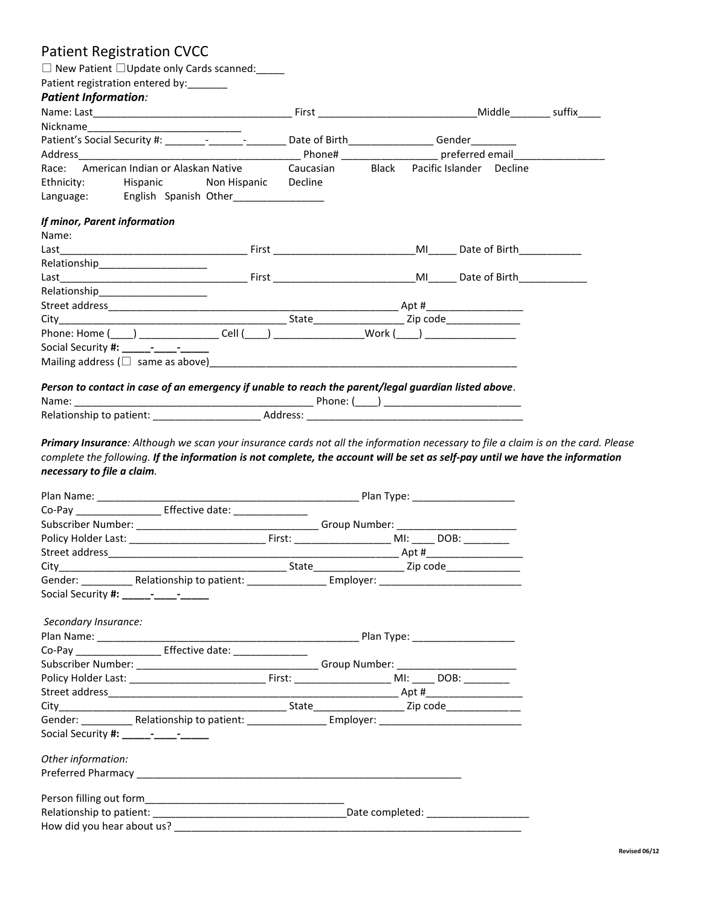# Patient Registration CVCC

☐ New Patient ☐Update only Cards scanned:_____

Patient registration entered by:_______

### *Patient Information:*

Name: Last___________________________________ First ____________________________Middle_______ suffix____

Nickname___________________________

Patient's Social Security #: _______-______-_______ Date of Birth_______________ Gender________

Address_________________________________________ Phone# _________________ preferred email________________

Race: American Indian or Alaskan Native Caucasian Black Pacific Islander Decline

Ethnicity: Hispanic Non Hispanic Decline

Language: English Spanish Other________________

***If minor, Parent information***

Name:

Last__________________________________ First _________________________MI_____ Date of Birth___________

Relationship___________________

Last__________________________________ First _________________________MI_____ Date of Birth____________

Relationship___________________

Street address______________________________________________________ Apt #_________________

City______________________________________ State________________ Zip code_____________

Phone: Home (____) ______________ Cell (____) ________________Work (____) ________________

Social Security **#: _____-____-_____**

Mailing address (☐ same as above)________________________________________________________

***Person to contact in case of an emergency if unable to reach the parent/legal guardian listed above***.

Name: ____________________________________________ Phone: (____) _________________________

Relationship to patient: ___________________ Address: ________________________________________

***Primary Insurance****: Although we scan your insurance cards not all the information necessary to file a claim is on the card. Please complete the following.* ***If the information is not complete, the account will be set as self-pay until we have the information necessary to file a claim.***

Plan Name: _______________________________________________ Plan Type: __________________

Co-Pay _______________ Effective date: _____________

Subscriber Number: _________________________________ Group Number: _____________________

Policy Holder Last: ________________________ First: _________________ MI: ____ DOB: ________

Street address______________________________________________________ Apt #_________________

City______________________________________ State________________ Zip code_____________

Gender: _________ Relationship to patient: ______________ Employer: __________________________

Social Security **#: _____-____-_____**

*Secondary Insurance:*

Plan Name: _______________________________________________ Plan Type: __________________

Co-Pay _______________ Effective date: _____________

Subscriber Number: _________________________________ Group Number: _____________________

Policy Holder Last: ________________________ First: _________________ MI: ____ DOB: ________

Street address______________________________________________________ Apt #_________________

City______________________________________ State________________ Zip code_____________

Gender: _________ Relationship to patient: ______________ Employer: __________________________

Social Security **#: _____-____-_____**

*Other information:*

Preferred Pharmacy ___________________________________________________________

Person filling out form___________________________________

Relationship to patient: __________________________________Date completed: __________________

How did you hear about us? ______________________________________________________________

**Revised 06/12**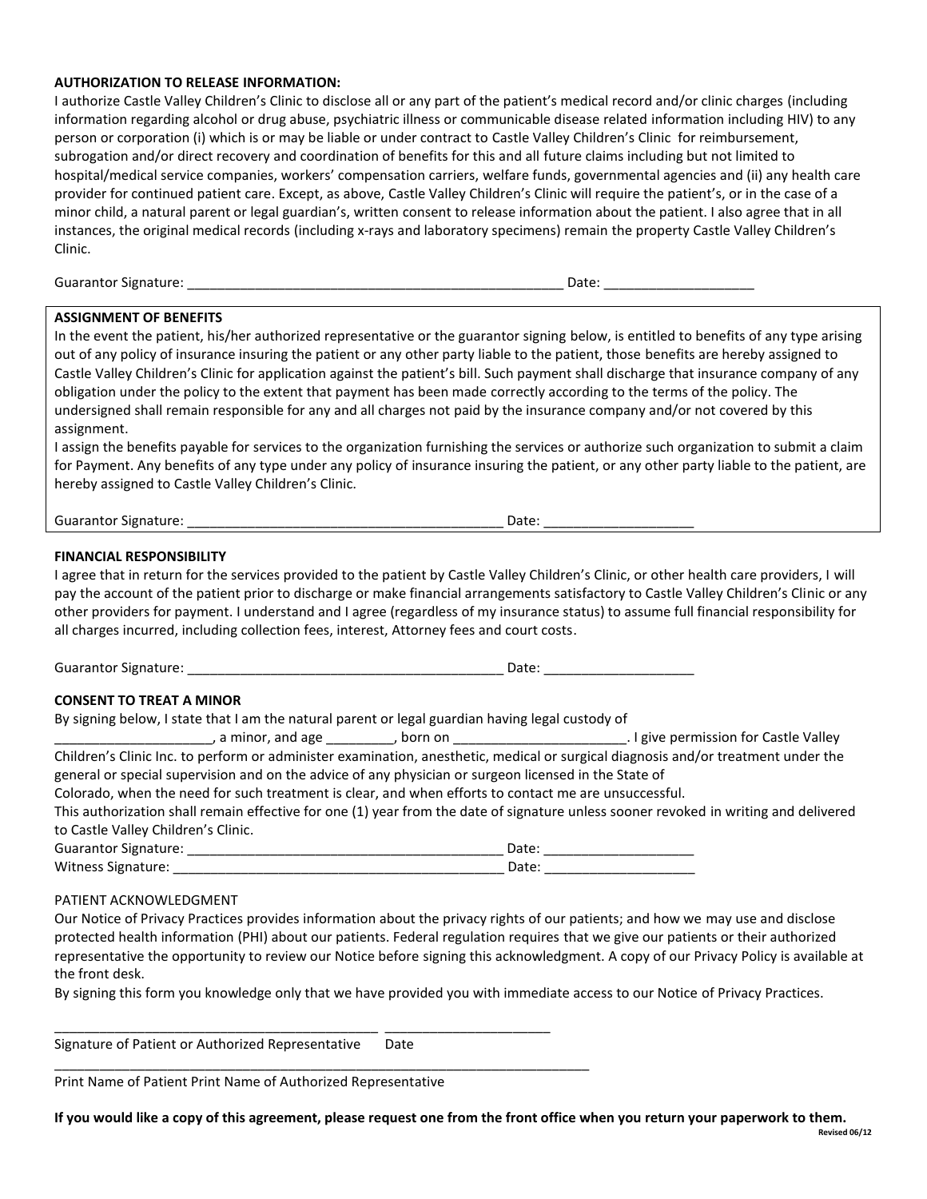**AUTHORIZATION TO RELEASE INFORMATION:**

I authorize Castle Valley Children's Clinic to disclose all or any part of the patient's medical record and/or clinic charges (including information regarding alcohol or drug abuse, psychiatric illness or communicable disease related information including HIV) to any person or corporation (i) which is or may be liable or under contract to Castle Valley Children's Clinic for reimbursement, subrogation and/or direct recovery and coordination of benefits for this and all future claims including but not limited to hospital/medical service companies, workers' compensation carriers, welfare funds, governmental agencies and (ii) any health care provider for continued patient care. Except, as above, Castle Valley Children's Clinic will require the patient's, or in the case of a minor child, a natural parent or legal guardian's, written consent to release information about the patient. I also agree that in all instances, the original medical records (including x-rays and laboratory specimens) remain the property Castle Valley Children's Clinic.

Guarantor Signature: ___________________________________________________ Date: ___________________

**ASSIGNMENT OF BENEFITS**

In the event the patient, his/her authorized representative or the guarantor signing below, is entitled to benefits of any type arising out of any policy of insurance insuring the patient or any other party liable to the patient, those benefits are hereby assigned to Castle Valley Children's Clinic for application against the patient's bill. Such payment shall discharge that insurance company of any obligation under the policy to the extent that payment has been made correctly according to the terms of the policy. The undersigned shall remain responsible for any and all charges not paid by the insurance company and/or not covered by this assignment.

I assign the benefits payable for services to the organization furnishing the services or authorize such organization to submit a claim for Payment. Any benefits of any type under any policy of insurance insuring the patient, or any other party liable to the patient, are hereby assigned to Castle Valley Children's Clinic.

Guarantor Signature: ___________________________________________ Date: ___________________

**FINANCIAL RESPONSIBILITY**

I agree that in return for the services provided to the patient by Castle Valley Children's Clinic, or other health care providers, I will pay the account of the patient prior to discharge or make financial arrangements satisfactory to Castle Valley Children's Clinic or any other providers for payment. I understand and I agree (regardless of my insurance status) to assume full financial responsibility for all charges incurred, including collection fees, interest, Attorney fees and court costs.

Guarantor Signature: ___________________________________________ Date: ___________________

**CONSENT TO TREAT A MINOR**

By signing below, I state that I am the natural parent or legal guardian having legal custody of _____________________, a minor, and age _________, born on _______________________. I give permission for Castle Valley Children's Clinic Inc. to perform or administer examination, anesthetic, medical or surgical diagnosis and/or treatment under the general or special supervision and on the advice of any physician or surgeon licensed in the State of Colorado, when the need for such treatment is clear, and when efforts to contact me are unsuccessful.

This authorization shall remain effective for one (1) year from the date of signature unless sooner revoked in writing and delivered to Castle Valley Children's Clinic.

Guarantor Signature: ___________________________________________ Date: ___________________

Witness Signature: _____________________________________________ Date: ___________________

PATIENT ACKNOWLEDGMENT

Our Notice of Privacy Practices provides information about the privacy rights of our patients; and how we may use and disclose protected health information (PHI) about our patients. Federal regulation requires that we give our patients or their authorized representative the opportunity to review our Notice before signing this acknowledgment. A copy of our Privacy Policy is available at the front desk.

By signing this form you knowledge only that we have provided you with immediate access to our Notice of Privacy Practices.

_____________________________________________ ______________________

Signature of Patient or Authorized Representative Date

__________________________________________________________________________

Print Name of Patient Print Name of Authorized Representative

**If you would like a copy of this agreement, please request one from the front office when you return your paperwork to them.**

Revised 06/12